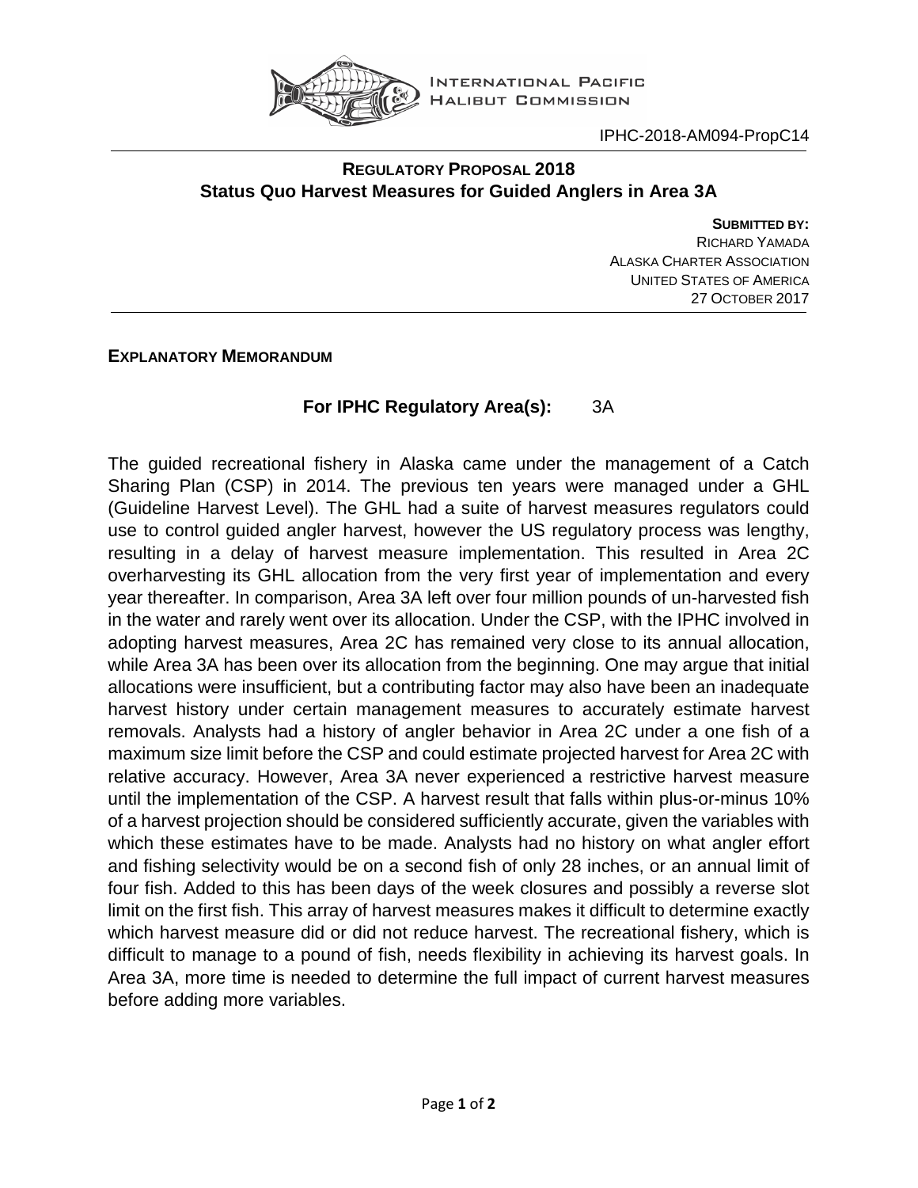INTERNATIONAL PACIFIC HALIBUT COMMISSION

IPHC-2018-AM094-PropC14

# REGULATORY PROPOSAL 2018
## Status Quo Harvest Measures for Guided Anglers in Area 3A

**SUBMITTED BY:**
RICHARD YAMADA
ALASKA CHARTER ASSOCIATION
UNITED STATES OF AMERICA
27 OCTOBER 2017

**EXPLANATORY MEMORANDUM**

**For IPHC Regulatory Area(s):** 3A

The guided recreational fishery in Alaska came under the management of a Catch Sharing Plan (CSP) in 2014. The previous ten years were managed under a GHL (Guideline Harvest Level). The GHL had a suite of harvest measures regulators could use to control guided angler harvest, however the US regulatory process was lengthy, resulting in a delay of harvest measure implementation. This resulted in Area 2C overharvesting its GHL allocation from the very first year of implementation and every year thereafter. In comparison, Area 3A left over four million pounds of un-harvested fish in the water and rarely went over its allocation. Under the CSP, with the IPHC involved in adopting harvest measures, Area 2C has remained very close to its annual allocation, while Area 3A has been over its allocation from the beginning. One may argue that initial allocations were insufficient, but a contributing factor may also have been an inadequate harvest history under certain management measures to accurately estimate harvest removals. Analysts had a history of angler behavior in Area 2C under a one fish of a maximum size limit before the CSP and could estimate projected harvest for Area 2C with relative accuracy. However, Area 3A never experienced a restrictive harvest measure until the implementation of the CSP. A harvest result that falls within plus-or-minus 10% of a harvest projection should be considered sufficiently accurate, given the variables with which these estimates have to be made. Analysts had no history on what angler effort and fishing selectivity would be on a second fish of only 28 inches, or an annual limit of four fish. Added to this has been days of the week closures and possibly a reverse slot limit on the first fish. This array of harvest measures makes it difficult to determine exactly which harvest measure did or did not reduce harvest. The recreational fishery, which is difficult to manage to a pound of fish, needs flexibility in achieving its harvest goals. In Area 3A, more time is needed to determine the full impact of current harvest measures before adding more variables.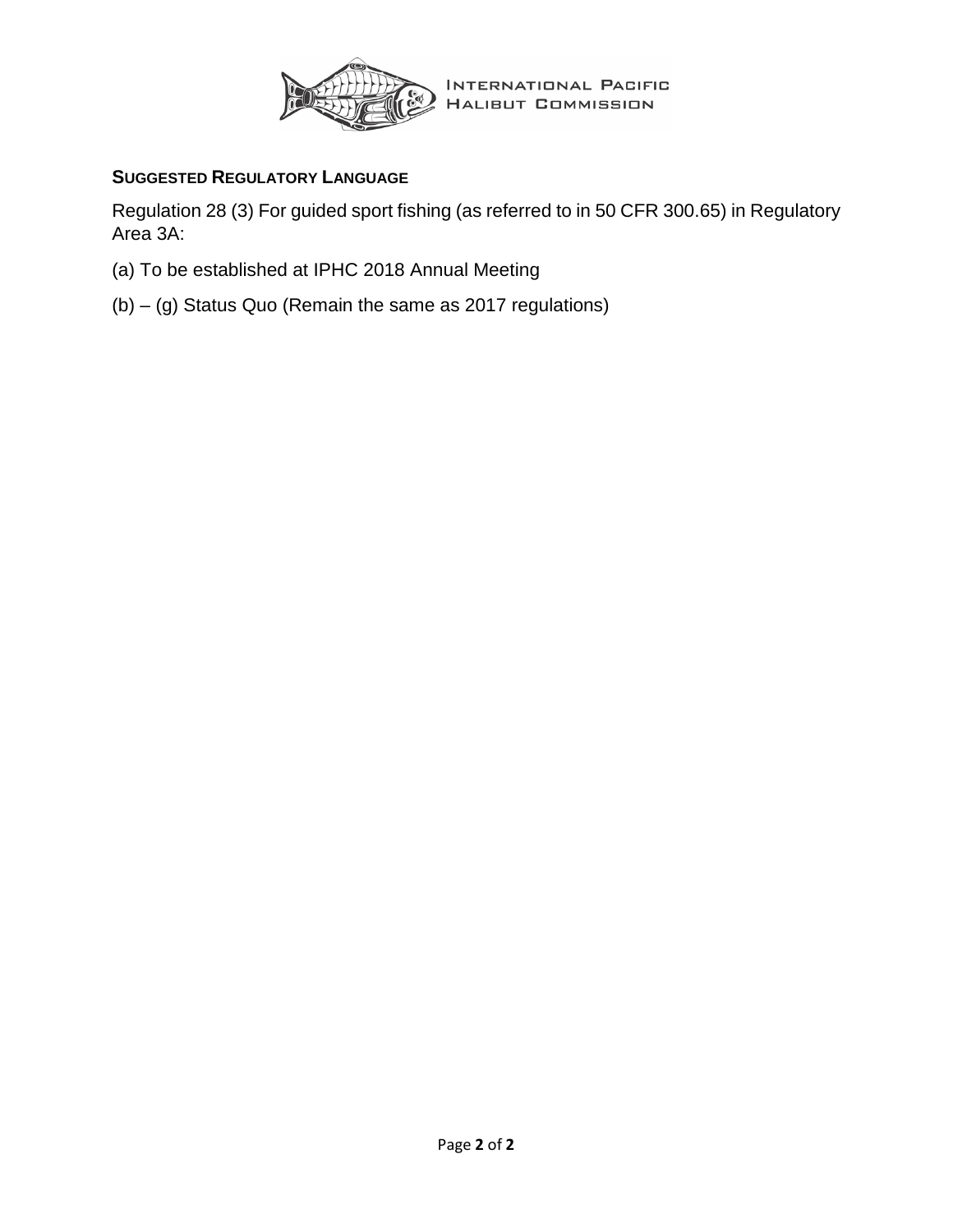**SUGGESTED REGULATORY LANGUAGE**

Regulation 28 (3) For guided sport fishing (as referred to in 50 CFR 300.65) in Regulatory Area 3A:

(a) To be established at IPHC 2018 Annual Meeting

(b) – (g) Status Quo (Remain the same as 2017 regulations)